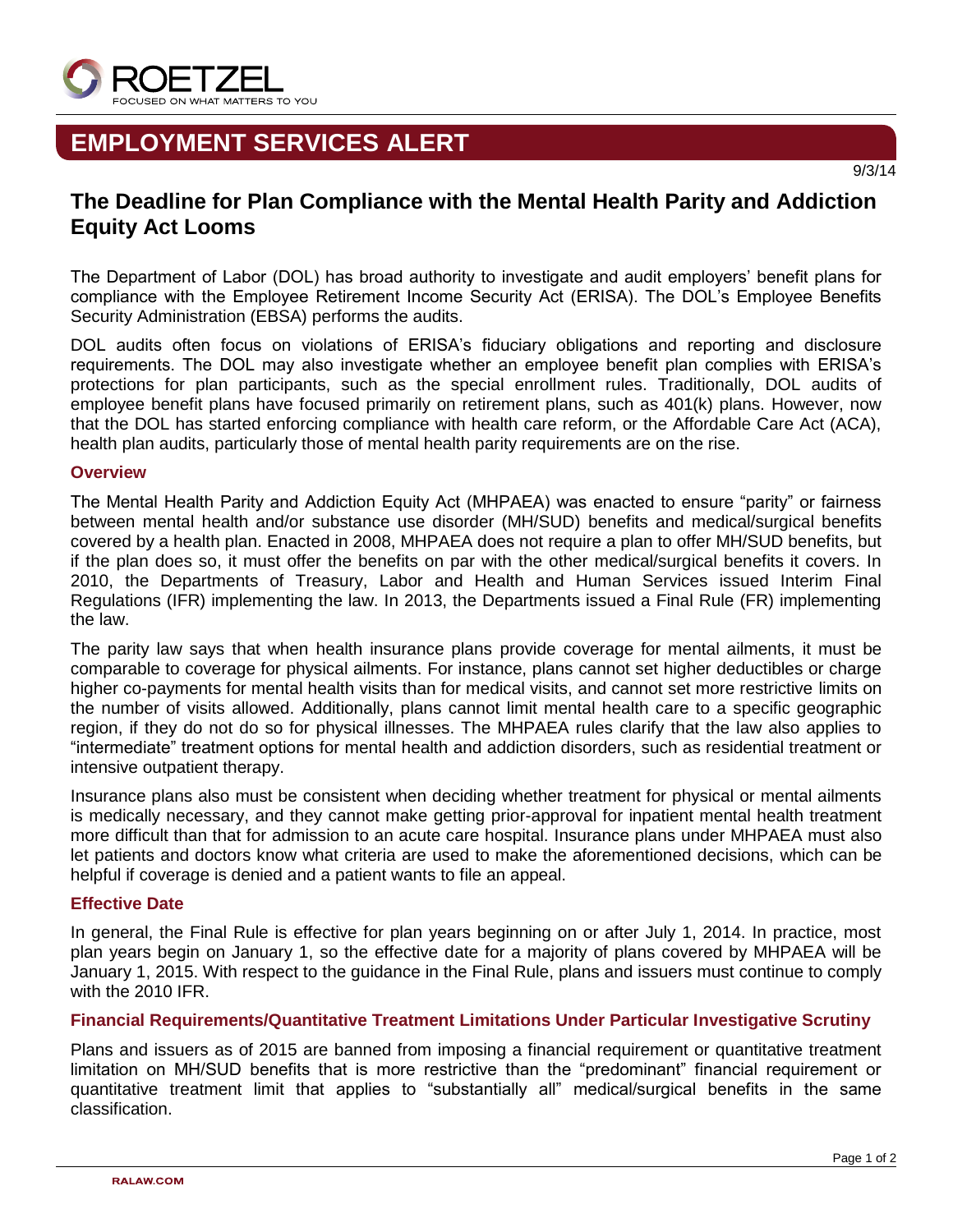**EMPLOYMENT SERVICES ALERT**

9/3/14

# The Deadline for Plan Compliance with the Mental Health Parity and Addiction Equity Act Looms

The Department of Labor (DOL) has broad authority to investigate and audit employers' benefit plans for compliance with the Employee Retirement Income Security Act (ERISA). The DOL's Employee Benefits Security Administration (EBSA) performs the audits.

DOL audits often focus on violations of ERISA's fiduciary obligations and reporting and disclosure requirements. The DOL may also investigate whether an employee benefit plan complies with ERISA's protections for plan participants, such as the special enrollment rules. Traditionally, DOL audits of employee benefit plans have focused primarily on retirement plans, such as 401(k) plans. However, now that the DOL has started enforcing compliance with health care reform, or the Affordable Care Act (ACA), health plan audits, particularly those of mental health parity requirements are on the rise.

## Overview

The Mental Health Parity and Addiction Equity Act (MHPAEA) was enacted to ensure "parity" or fairness between mental health and/or substance use disorder (MH/SUD) benefits and medical/surgical benefits covered by a health plan. Enacted in 2008, MHPAEA does not require a plan to offer MH/SUD benefits, but if the plan does so, it must offer the benefits on par with the other medical/surgical benefits it covers. In 2010, the Departments of Treasury, Labor and Health and Human Services issued Interim Final Regulations (IFR) implementing the law. In 2013, the Departments issued a Final Rule (FR) implementing the law.

The parity law says that when health insurance plans provide coverage for mental ailments, it must be comparable to coverage for physical ailments. For instance, plans cannot set higher deductibles or charge higher co-payments for mental health visits than for medical visits, and cannot set more restrictive limits on the number of visits allowed. Additionally, plans cannot limit mental health care to a specific geographic region, if they do not do so for physical illnesses. The MHPAEA rules clarify that the law also applies to "intermediate" treatment options for mental health and addiction disorders, such as residential treatment or intensive outpatient therapy.

Insurance plans also must be consistent when deciding whether treatment for physical or mental ailments is medically necessary, and they cannot make getting prior-approval for inpatient mental health treatment more difficult than that for admission to an acute care hospital. Insurance plans under MHPAEA must also let patients and doctors know what criteria are used to make the aforementioned decisions, which can be helpful if coverage is denied and a patient wants to file an appeal.

## Effective Date

In general, the Final Rule is effective for plan years beginning on or after July 1, 2014. In practice, most plan years begin on January 1, so the effective date for a majority of plans covered by MHPAEA will be January 1, 2015. With respect to the guidance in the Final Rule, plans and issuers must continue to comply with the 2010 IFR.

## Financial Requirements/Quantitative Treatment Limitations Under Particular Investigative Scrutiny

Plans and issuers as of 2015 are banned from imposing a financial requirement or quantitative treatment limitation on MH/SUD benefits that is more restrictive than the "predominant" financial requirement or quantitative treatment limit that applies to "substantially all" medical/surgical benefits in the same classification.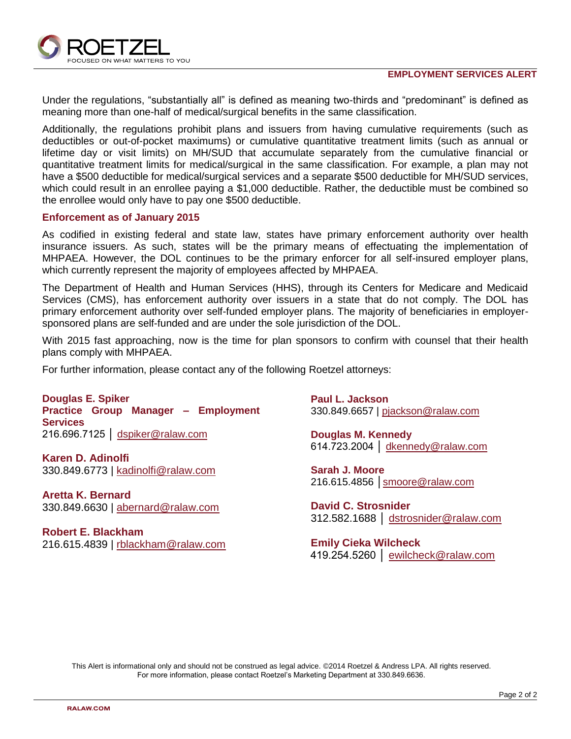Under the regulations, “substantially all” is defined as meaning two-thirds and “predominant” is defined as meaning more than one-half of medical/surgical benefits in the same classification.

Additionally, the regulations prohibit plans and issuers from having cumulative requirements (such as deductibles or out-of-pocket maximums) or cumulative quantitative treatment limits (such as annual or lifetime day or visit limits) on MH/SUD that accumulate separately from the cumulative financial or quantitative treatment limits for medical/surgical in the same classification. For example, a plan may not have a $500 deductible for medical/surgical services and a separate $500 deductible for MH/SUD services, which could result in an enrollee paying a $1,000 deductible. Rather, the deductible must be combined so the enrollee would only have to pay one $500 deductible.

### Enforcement as of January 2015

As codified in existing federal and state law, states have primary enforcement authority over health insurance issuers. As such, states will be the primary means of effectuating the implementation of MHPAEA. However, the DOL continues to be the primary enforcer for all self-insured employer plans, which currently represent the majority of employees affected by MHPAEA.

The Department of Health and Human Services (HHS), through its Centers for Medicare and Medicaid Services (CMS), has enforcement authority over issuers in a state that do not comply. The DOL has primary enforcement authority over self-funded employer plans. The majority of beneficiaries in employer-sponsored plans are self-funded and are under the sole jurisdiction of the DOL.

With 2015 fast approaching, now is the time for plan sponsors to confirm with counsel that their health plans comply with MHPAEA.

For further information, please contact any of the following Roetzel attorneys:

**Douglas E. Spiker**
**Practice Group Manager – Employment Services**
216.696.7125 │ dspiker@ralaw.com

**Karen D. Adinolfi**
330.849.6773 | kadinolfi@ralaw.com

**Aretta K. Bernard**
330.849.6630 | abernard@ralaw.com

**Robert E. Blackham**
216.615.4839 | rblackham@ralaw.com

**Paul L. Jackson**
330.849.6657 | pjackson@ralaw.com

**Douglas M. Kennedy**
614.723.2004 │ dkennedy@ralaw.com

**Sarah J. Moore**
216.615.4856 │smoore@ralaw.com

**David C. Strosnider**
312.582.1688 │ dstrosnider@ralaw.com

**Emily Cieka Wilcheck**
419.254.5260 │ ewilcheck@ralaw.com

This Alert is informational only and should not be construed as legal advice. ©2014 Roetzel & Andress LPA. All rights reserved.
For more information, please contact Roetzel’s Marketing Department at 330.849.6636.